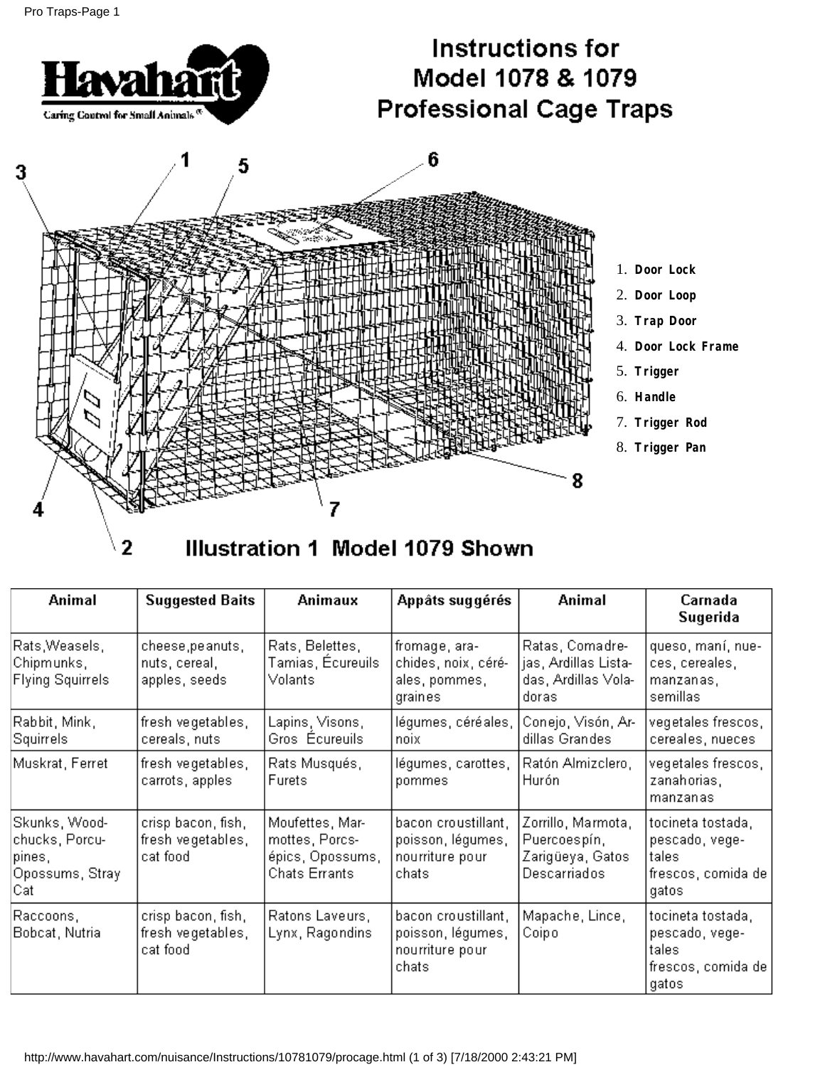# Instructions for Model 1078 & 1079 Professional Cage Traps

Havahart

Caring Control for Small Animals®

1. **Door Lock**
2. **Door Loop**
3. **Trap Door**
4. **Door Lock Frame**
5. **Trigger**
6. **Handle**
7. **Trigger Rod**
8. **Trigger Pan**

Illustration 1 Model 1079 Shown

| Animal | Suggested Baits | Animaux | Appâts suggérés | Animal | Carnada Sugerida |
|---|---|---|---|---|---|
| Rats, Weasels, Chipmunks, Flying Squirrels | cheese, peanuts, nuts, cereal, apples, seeds | Rats, Belettes, Tamias, Écureuils Volants | fromage, arachides, noix, céréales, pommes, graines | Ratas, Comadrejas, Ardillas Listadas, Ardillas Voladoras | queso, maní, nueces, cereales, manzanas, semillas |
| Rabbit, Mink, Squirrels | fresh vegetables, cereals, nuts | Lapins, Visons, Gros Écureuils | légumes, céréales, noix | Conejo, Visón, Ardillas Grandes | vegetales frescos, cereales, nueces |
| Muskrat, Ferret | fresh vegetables, carrots, apples | Rats Musqués, Furets | légumes, carottes, pommes | Ratón Almizclero, Hurón | vegetales frescos, zanahorias, manzanas |
| Skunks, Woodchucks, Porcupines, Opossums, Stray Cat | crisp bacon, fish, fresh vegetables, cat food | Moufettes, Marmottes, Porcs-épics, Opossums, Chats Errants | bacon croustillant, poisson, légumes, nourriture pour chats | Zorrillo, Marmota, Puercoespín, Zarigüeya, Gatos Descarriados | tocineta tostada, pescado, vegetales frescos, comida de gatos |
| Raccoons, Bobcat, Nutria | crisp bacon, fish, fresh vegetables, cat food | Ratons Laveurs, Lynx, Ragondins | bacon croustillant, poisson, légumes, nourriture pour chats | Mapache, Lince, Coipo | tocineta tostada, pescado, vegetales frescos, comida de gatos |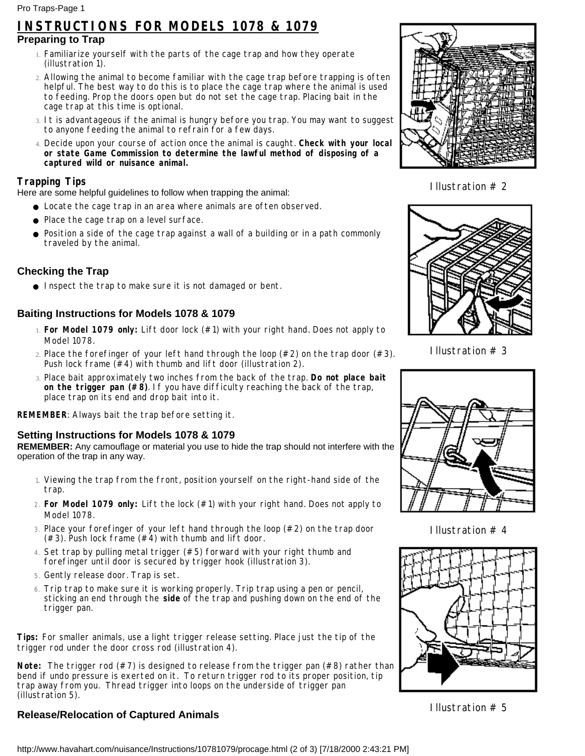# INSTRUCTIONS FOR MODELS 1078 & 1079

## Preparing to Trap

1. Familiarize yourself with the parts of the cage trap and how they operate (illustration 1).
2. Allowing the animal to become familiar with the cage trap before trapping is often helpful. The best way to do this is to place the cage trap where the animal is used to feeding. Prop the doors open but do not set the cage trap. Placing bait in the cage trap at this time is optional.
3. It is advantageous if the animal is hungry before you trap. You may want to suggest to anyone feeding the animal to refrain for a few days.
4. Decide upon your course of action once the animal is caught. **Check with your local or state Game Commission to determine the lawful method of disposing of a captured wild or nuisance animal.**

### Trapping Tips

Here are some helpful guidelines to follow when trapping the animal:

- Locate the cage trap in an area where animals are often observed.
- Place the cage trap on a level surface.
- Position a side of the cage trap against a wall of a building or in a path commonly traveled by the animal.

## Checking the Trap

- Inspect the trap to make sure it is not damaged or bent.

## Baiting Instructions for Models 1078 & 1079

1. **For Model 1079 only:** Lift door lock (#1) with your right hand. Does not apply to Model 1078.
2. Place the forefinger of your left hand through the loop (#2) on the trap door (#3). Push lock frame (#4) with thumb and lift door (illustration 2).
3. Place bait approximately two inches from the back of the trap. **Do not place bait on the trigger pan (#8)**. If you have difficulty reaching the back of the trap, place trap on its end and drop bait into it.

**REMEMBER**: Always bait the trap before setting it.

## Setting Instructions for Models 1078 & 1079

**REMEMBER:** Any camouflage or material you use to hide the trap should not interfere with the operation of the trap in any way.

1. Viewing the trap from the front, position yourself on the right-hand side of the trap.
2. **For Model 1079 only:** Lift the lock (#1) with your right hand. Does not apply to Model 1078.
3. Place your forefinger of your left hand through the loop (#2) on the trap door (#3). Push lock frame (#4) with thumb and lift door.
4. Set trap by pulling metal trigger (#5) forward with your right thumb and forefinger until door is secured by trigger hook (illustration 3).
5. Gently release door. Trap is set.
6. Trip trap to make sure it is working properly. Trip trap using a pen or pencil, sticking an end through the **side** of the trap and pushing down on the end of the trigger pan.

**Tips:** For smaller animals, use a light trigger release setting. Place just the tip of the trigger rod under the door cross rod (illustration 4).

**Note:** The trigger rod (#7) is designed to release from the trigger pan (#8) rather than bend if undo pressure is exerted on it. To return trigger rod to its proper position, tip trap away from you. Thread trigger into loops on the underside of trigger pan (illustration 5).

Illustration # 2

Illustration # 3

Illustration # 4

Illustration # 5

## Release/Relocation of Captured Animals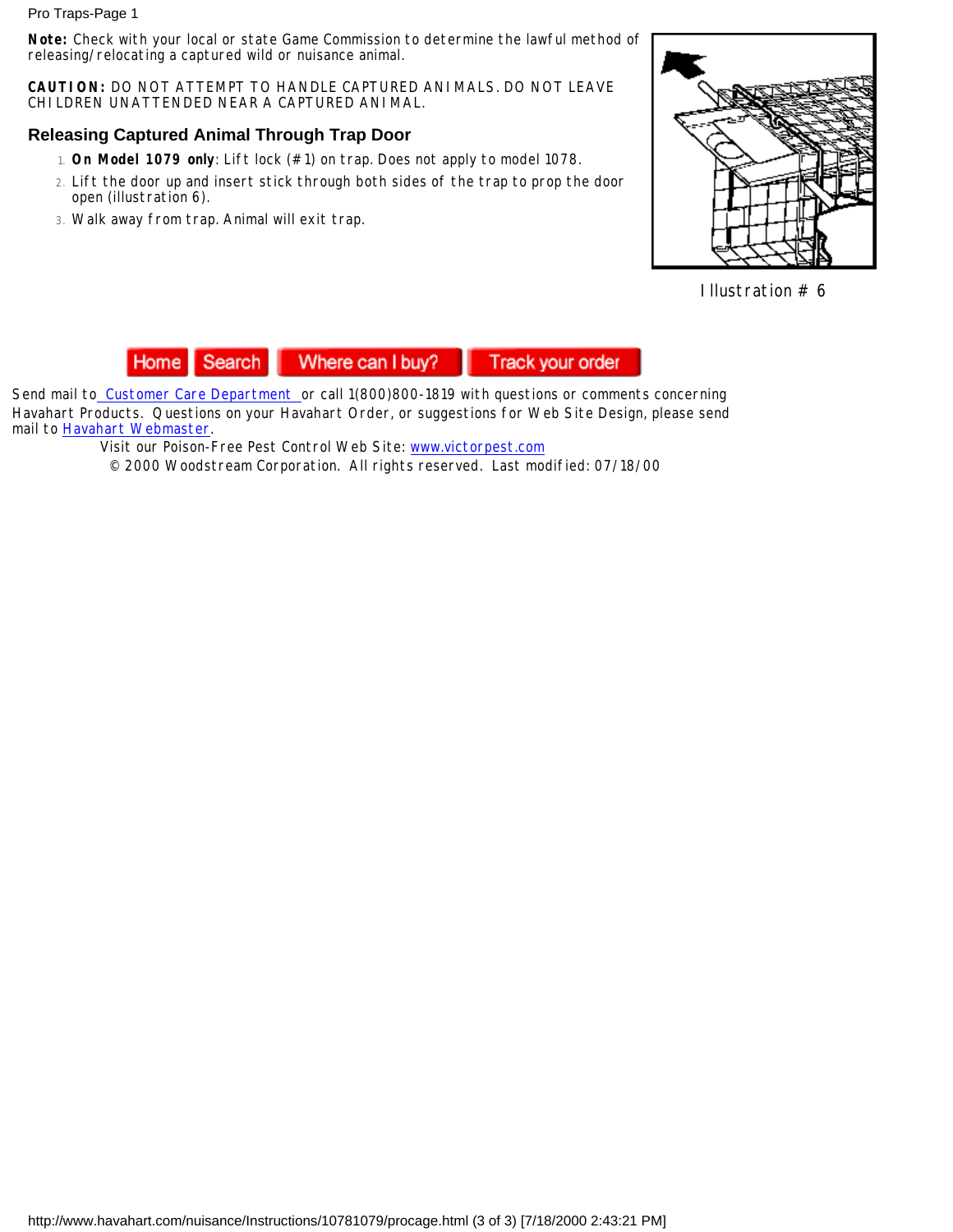**Note:** Check with your local or state Game Commission to determine the lawful method of releasing/relocating a captured wild or nuisance animal.

**CAUTION:** DO NOT ATTEMPT TO HANDLE CAPTURED ANIMALS. DO NOT LEAVE CHILDREN UNATTENDED NEAR A CAPTURED ANIMAL.

### Releasing Captured Animal Through Trap Door

1. **On Model 1079 only**: Lift lock (#1) on trap. Does not apply to model 1078.
2. Lift the door up and insert stick through both sides of the trap to prop the door open (illustration 6).
3. Walk away from trap. Animal will exit trap.

Illustration # 6

Home | Search | Where can I buy? | Track your order

Send mail to Customer Care Department or call 1(800)800-1819 with questions or comments concerning Havahart Products. Questions on your Havahart Order, or suggestions for Web Site Design, please send mail to Havahart Webmaster.

Visit our Poison-Free Pest Control Web Site: www.victorpest.com

© 2000 Woodstream Corporation. All rights reserved. Last modified: 07/18/00